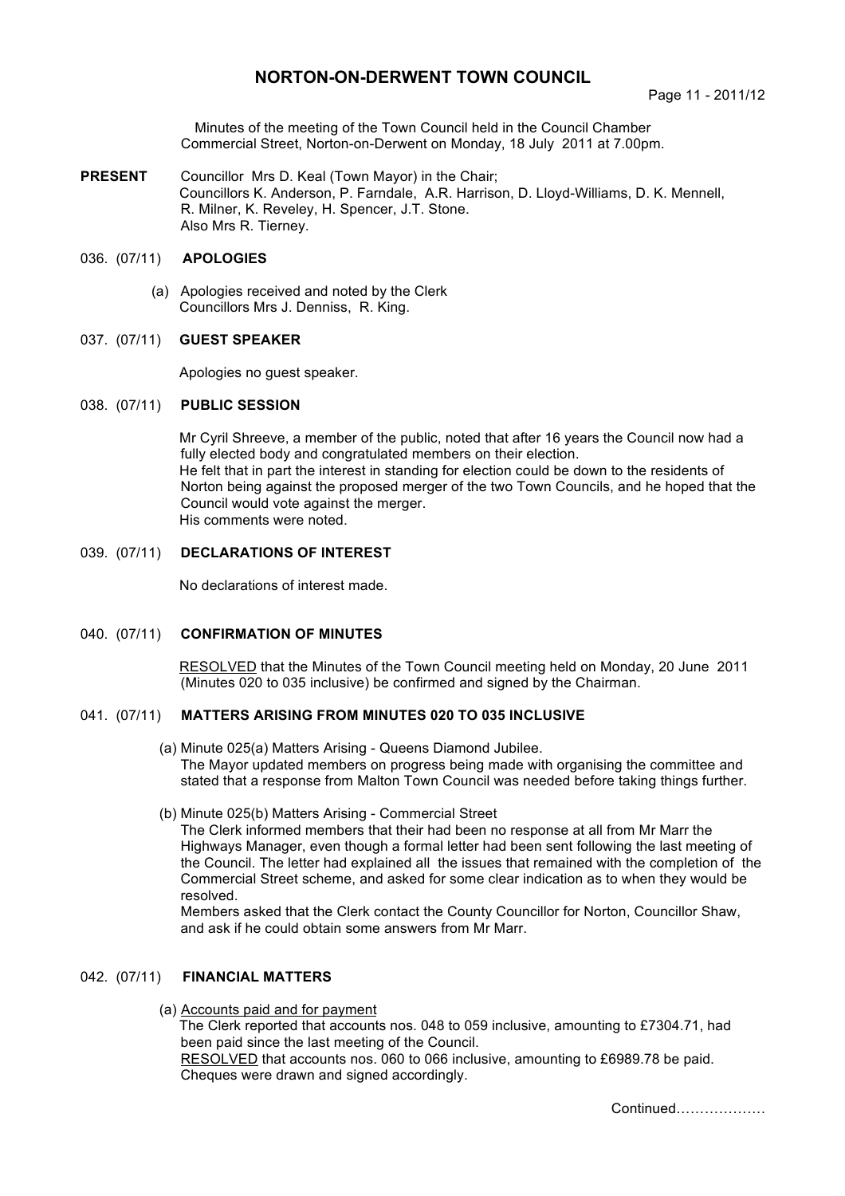# NORTON-ON-DERWENT TOWN COUNCIL

Minutes of the meeting of the Town Council held in the Council Chamber Commercial Street, Norton-on-Derwent on Monday, 18 July 2011 at 7.00pm.

**PRESENT** Councillor Mrs D. Keal (Town Mayor) in the Chair;
Councillors K. Anderson, P. Farndale, A.R. Harrison, D. Lloyd-Williams, D. K. Mennell, R. Milner, K. Reveley, H. Spencer, J.T. Stone.
Also Mrs R. Tierney.

## 036. (07/11) APOLOGIES

(a) Apologies received and noted by the Clerk
Councillors Mrs J. Denniss, R. King.

## 037. (07/11) GUEST SPEAKER

Apologies no guest speaker.

## 038. (07/11) PUBLIC SESSION

Mr Cyril Shreeve, a member of the public, noted that after 16 years the Council now had a fully elected body and congratulated members on their election.
He felt that in part the interest in standing for election could be down to the residents of Norton being against the proposed merger of the two Town Councils, and he hoped that the Council would vote against the merger.
His comments were noted.

## 039. (07/11) DECLARATIONS OF INTEREST

No declarations of interest made.

## 040. (07/11) CONFIRMATION OF MINUTES

<u>RESOLVED</u> that the Minutes of the Town Council meeting held on Monday, 20 June 2011 (Minutes 020 to 035 inclusive) be confirmed and signed by the Chairman.

## 041. (07/11) MATTERS ARISING FROM MINUTES 020 TO 035 INCLUSIVE

(a) Minute 025(a) Matters Arising - Queens Diamond Jubilee.
The Mayor updated members on progress being made with organising the committee and stated that a response from Malton Town Council was needed before taking things further.

(b) Minute 025(b) Matters Arising - Commercial Street
The Clerk informed members that their had been no response at all from Mr Marr the Highways Manager, even though a formal letter had been sent following the last meeting of the Council. The letter had explained all the issues that remained with the completion of the Commercial Street scheme, and asked for some clear indication as to when they would be resolved.
Members asked that the Clerk contact the County Councillor for Norton, Councillor Shaw, and ask if he could obtain some answers from Mr Marr.

## 042. (07/11) FINANCIAL MATTERS

(a) <u>Accounts paid and for payment</u>
The Clerk reported that accounts nos. 048 to 059 inclusive, amounting to £7304.71, had been paid since the last meeting of the Council.
<u>RESOLVED</u> that accounts nos. 060 to 066 inclusive, amounting to £6989.78 be paid.
Cheques were drawn and signed accordingly.

Continued……………….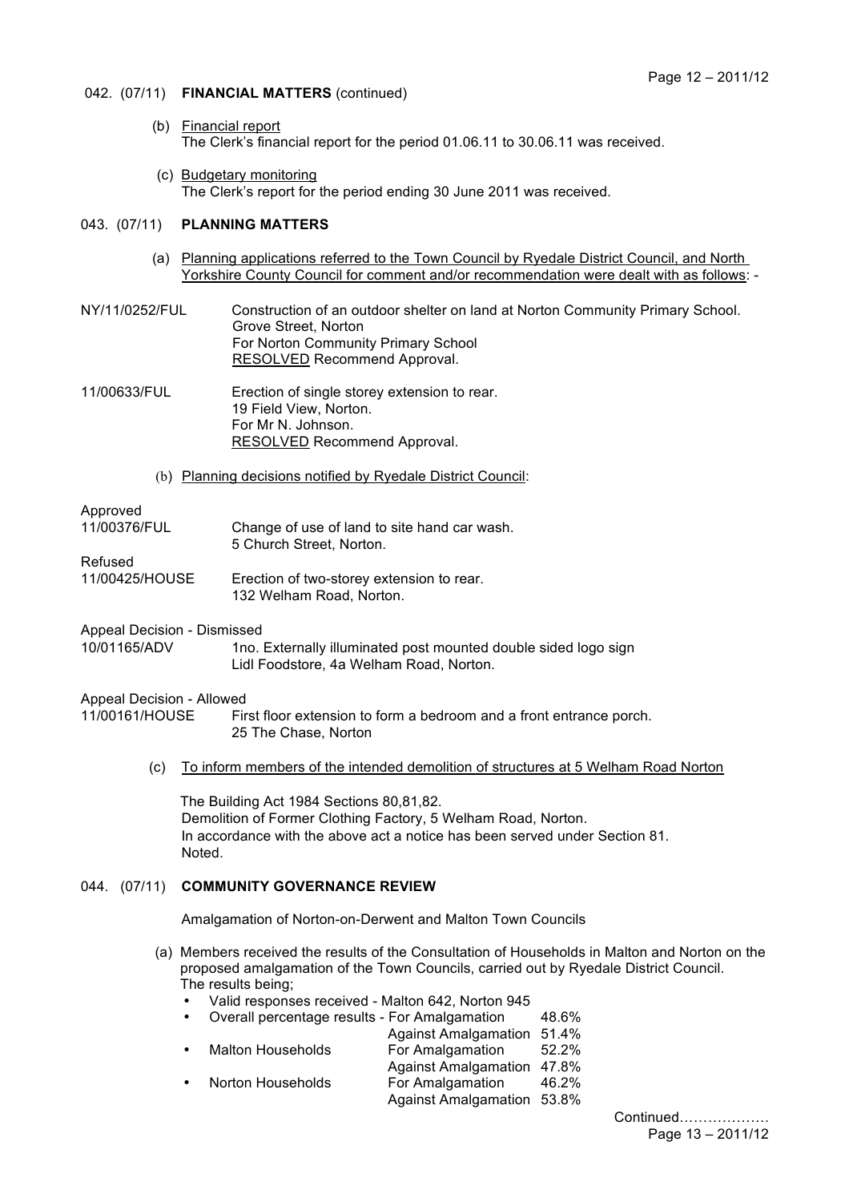042. (07/11) **FINANCIAL MATTERS** (continued)

(b) Financial report
The Clerk's financial report for the period 01.06.11 to 30.06.11 was received.

(c) Budgetary monitoring
The Clerk's report for the period ending 30 June 2011 was received.

043. (07/11) **PLANNING MATTERS**

(a) Planning applications referred to the Town Council by Ryedale District Council, and North Yorkshire County Council for comment and/or recommendation were dealt with as follows: -

NY/11/0252/FUL — Construction of an outdoor shelter on land at Norton Community Primary School.
Grove Street, Norton
For Norton Community Primary School
RESOLVED Recommend Approval.

11/00633/FUL — Erection of single storey extension to rear.
19 Field View, Norton.
For Mr N. Johnson.
RESOLVED Recommend Approval.

(b) Planning decisions notified by Ryedale District Council:

Approved
11/00376/FUL — Change of use of land to site hand car wash.
5 Church Street, Norton.

Refused
11/00425/HOUSE — Erection of two-storey extension to rear.
132 Welham Road, Norton.

Appeal Decision - Dismissed
10/01165/ADV — 1no. Externally illuminated post mounted double sided logo sign
Lidl Foodstore, 4a Welham Road, Norton.

Appeal Decision - Allowed
11/00161/HOUSE — First floor extension to form a bedroom and a front entrance porch.
25 The Chase, Norton

(c) To inform members of the intended demolition of structures at 5 Welham Road Norton

The Building Act 1984 Sections 80,81,82.
Demolition of Former Clothing Factory, 5 Welham Road, Norton.
In accordance with the above act a notice has been served under Section 81.
Noted.

044. (07/11) **COMMUNITY GOVERNANCE REVIEW**

Amalgamation of Norton-on-Derwent and Malton Town Councils

(a) Members received the results of the Consultation of Households in Malton and Norton on the proposed amalgamation of the Town Councils, carried out by Ryedale District Council.
The results being;

- Valid responses received - Malton 642, Norton 945
- Overall percentage results - For Amalgamation 48.6%
  Against Amalgamation 51.4%
- Malton Households — For Amalgamation 52.2%
  Against Amalgamation 47.8%
- Norton Households — For Amalgamation 46.2%
  Against Amalgamation 53.8%

Continued………………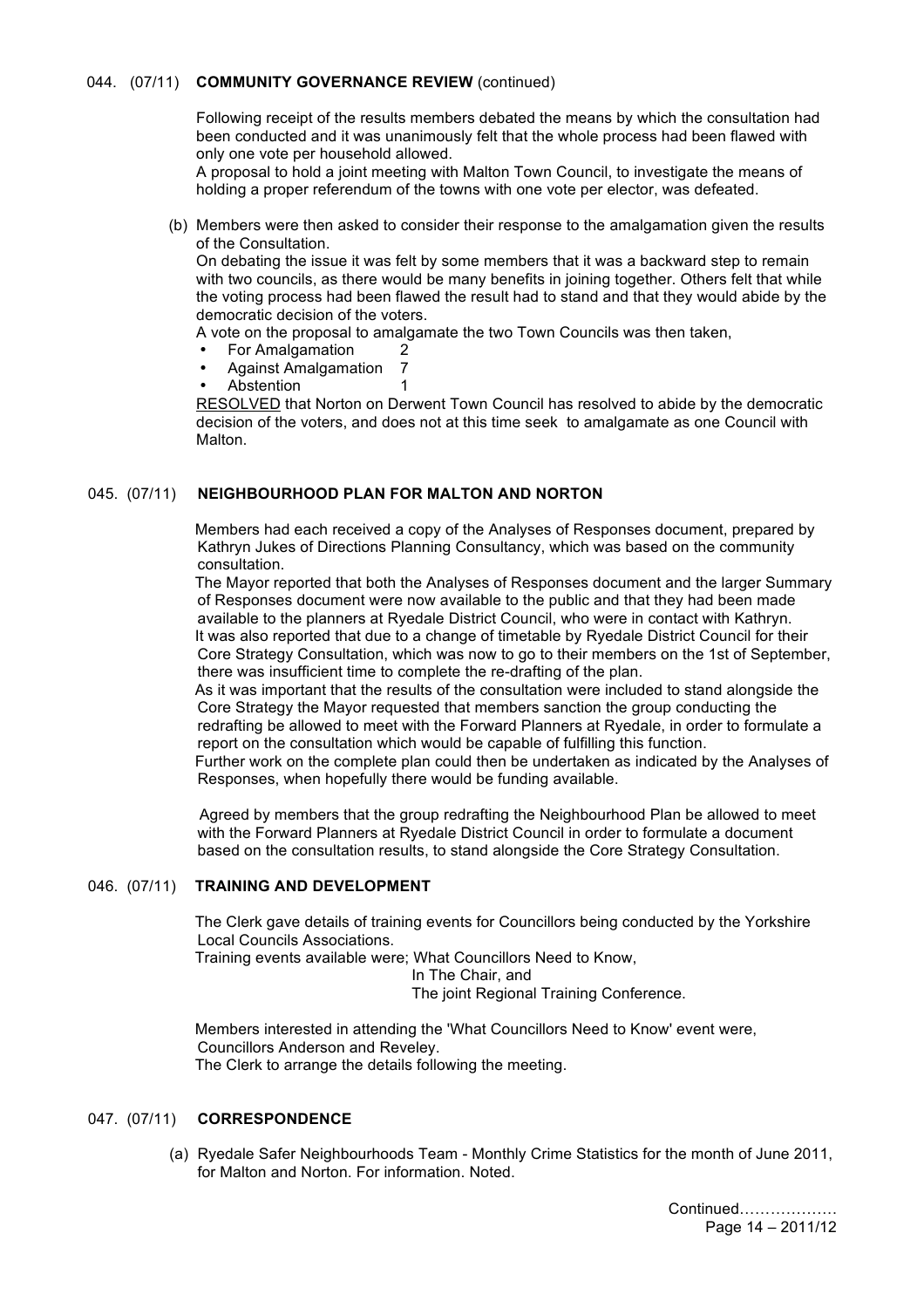## 044. (07/11) **COMMUNITY GOVERNANCE REVIEW** (continued)

Following receipt of the results members debated the means by which the consultation had been conducted and it was unanimously felt that the whole process had been flawed with only one vote per household allowed.
A proposal to hold a joint meeting with Malton Town Council, to investigate the means of holding a proper referendum of the towns with one vote per elector, was defeated.

(b) Members were then asked to consider their response to the amalgamation given the results of the Consultation.
On debating the issue it was felt by some members that it was a backward step to remain with two councils, as there would be many benefits in joining together. Others felt that while the voting process had been flawed the result had to stand and that they would abide by the democratic decision of the voters.
A vote on the proposal to amalgamate the two Town Councils was then taken,

- For Amalgamation 2
- Against Amalgamation 7
- Abstention 1

RESOLVED that Norton on Derwent Town Council has resolved to abide by the democratic decision of the voters, and does not at this time seek to amalgamate as one Council with Malton.

## 045. (07/11) **NEIGHBOURHOOD PLAN FOR MALTON AND NORTON**

Members had each received a copy of the Analyses of Responses document, prepared by Kathryn Jukes of Directions Planning Consultancy, which was based on the community consultation.
The Mayor reported that both the Analyses of Responses document and the larger Summary of Responses document were now available to the public and that they had been made available to the planners at Ryedale District Council, who were in contact with Kathryn.
It was also reported that due to a change of timetable by Ryedale District Council for their Core Strategy Consultation, which was now to go to their members on the 1st of September, there was insufficient time to complete the re-drafting of the plan.
As it was important that the results of the consultation were included to stand alongside the Core Strategy the Mayor requested that members sanction the group conducting the redrafting be allowed to meet with the Forward Planners at Ryedale, in order to formulate a report on the consultation which would be capable of fulfilling this function.
Further work on the complete plan could then be undertaken as indicated by the Analyses of Responses, when hopefully there would be funding available.

Agreed by members that the group redrafting the Neighbourhood Plan be allowed to meet with the Forward Planners at Ryedale District Council in order to formulate a document based on the consultation results, to stand alongside the Core Strategy Consultation.

## 046. (07/11) **TRAINING AND DEVELOPMENT**

The Clerk gave details of training events for Councillors being conducted by the Yorkshire Local Councils Associations.
Training events available were; What Councillors Need to Know,
In The Chair, and
The joint Regional Training Conference.

Members interested in attending the 'What Councillors Need to Know' event were, Councillors Anderson and Reveley.
The Clerk to arrange the details following the meeting.

## 047. (07/11) **CORRESPONDENCE**

(a) Ryedale Safer Neighbourhoods Team - Monthly Crime Statistics for the month of June 2011, for Malton and Norton. For information. Noted.

Continued………………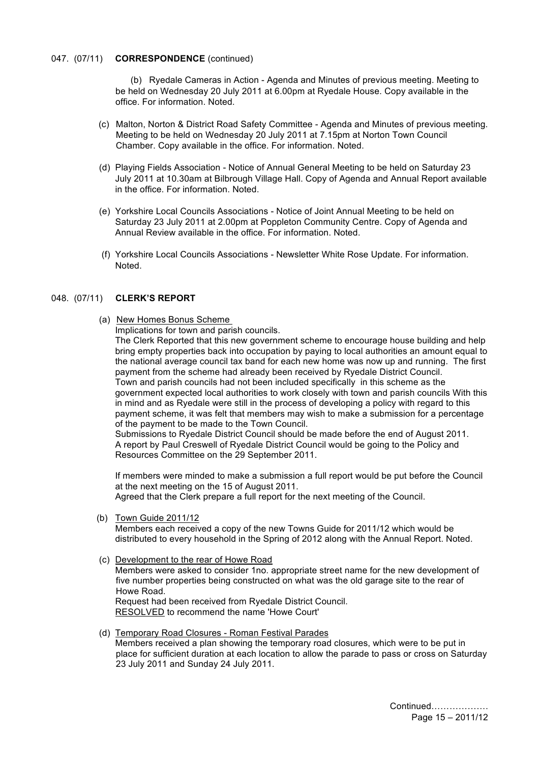047. (07/11) **CORRESPONDENCE** (continued)

(b) Ryedale Cameras in Action - Agenda and Minutes of previous meeting. Meeting to be held on Wednesday 20 July 2011 at 6.00pm at Ryedale House. Copy available in the office. For information. Noted.

(c) Malton, Norton & District Road Safety Committee - Agenda and Minutes of previous meeting. Meeting to be held on Wednesday 20 July 2011 at 7.15pm at Norton Town Council Chamber. Copy available in the office. For information. Noted.

(d) Playing Fields Association - Notice of Annual General Meeting to be held on Saturday 23 July 2011 at 10.30am at Bilbrough Village Hall. Copy of Agenda and Annual Report available in the office. For information. Noted.

(e) Yorkshire Local Councils Associations - Notice of Joint Annual Meeting to be held on Saturday 23 July 2011 at 2.00pm at Poppleton Community Centre. Copy of Agenda and Annual Review available in the office. For information. Noted.

(f) Yorkshire Local Councils Associations - Newsletter White Rose Update. For information. Noted.

048. (07/11) **CLERK'S REPORT**

(a) New Homes Bonus Scheme

Implications for town and parish councils.

The Clerk Reported that this new government scheme to encourage house building and help bring empty properties back into occupation by paying to local authorities an amount equal to the national average council tax band for each new home was now up and running. The first payment from the scheme had already been received by Ryedale District Council.

Town and parish councils had not been included specifically in this scheme as the government expected local authorities to work closely with town and parish councils With this in mind and as Ryedale were still in the process of developing a policy with regard to this payment scheme, it was felt that members may wish to make a submission for a percentage of the payment to be made to the Town Council.

Submissions to Ryedale District Council should be made before the end of August 2011. A report by Paul Creswell of Ryedale District Council would be going to the Policy and Resources Committee on the 29 September 2011.

If members were minded to make a submission a full report would be put before the Council at the next meeting on the 15 of August 2011.

Agreed that the Clerk prepare a full report for the next meeting of the Council.

(b) Town Guide 2011/12

Members each received a copy of the new Towns Guide for 2011/12 which would be distributed to every household in the Spring of 2012 along with the Annual Report. Noted.

(c) Development to the rear of Howe Road

Members were asked to consider 1no. appropriate street name for the new development of five number properties being constructed on what was the old garage site to the rear of Howe Road.

Request had been received from Ryedale District Council.

RESOLVED to recommend the name 'Howe Court'

(d) Temporary Road Closures - Roman Festival Parades

Members received a plan showing the temporary road closures, which were to be put in place for sufficient duration at each location to allow the parade to pass or cross on Saturday 23 July 2011 and Sunday 24 July 2011.

Continued………………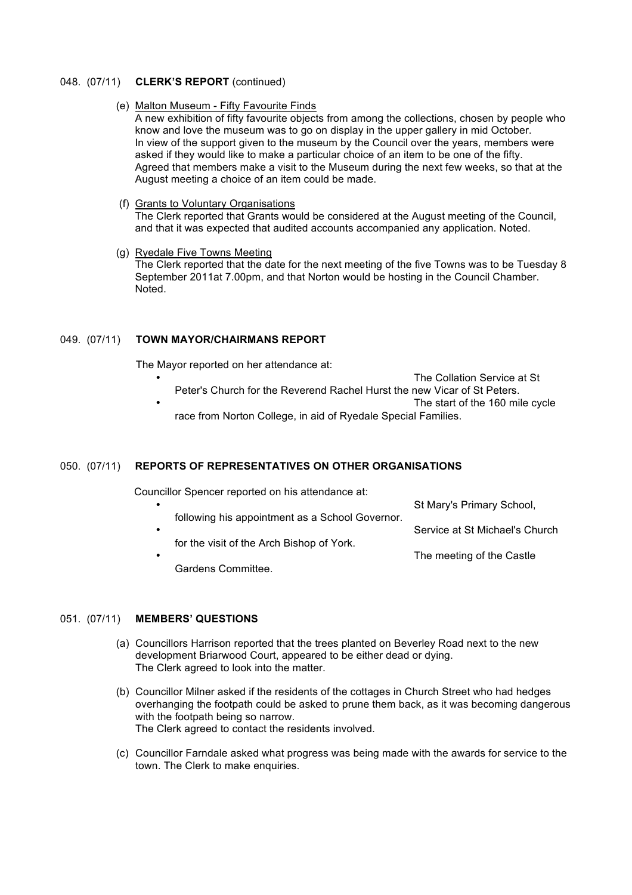048. (07/11) **CLERK'S REPORT** (continued)

(e) Malton Museum - Fifty Favourite Finds
A new exhibition of fifty favourite objects from among the collections, chosen by people who know and love the museum was to go on display in the upper gallery in mid October.
In view of the support given to the museum by the Council over the years, members were asked if they would like to make a particular choice of an item to be one of the fifty.
Agreed that members make a visit to the Museum during the next few weeks, so that at the August meeting a choice of an item could be made.

(f) Grants to Voluntary Organisations
The Clerk reported that Grants would be considered at the August meeting of the Council, and that it was expected that audited accounts accompanied any application. Noted.

(g) Ryedale Five Towns Meeting
The Clerk reported that the date for the next meeting of the five Towns was to be Tuesday 8 September 2011at 7.00pm, and that Norton would be hosting in the Council Chamber. Noted.

049. (07/11) **TOWN MAYOR/CHAIRMANS REPORT**

The Mayor reported on her attendance at:

- The Collation Service at St Peter's Church for the Reverend Rachel Hurst the new Vicar of St Peters.
- The start of the 160 mile cycle race from Norton College, in aid of Ryedale Special Families.

050. (07/11) **REPORTS OF REPRESENTATIVES ON OTHER ORGANISATIONS**

Councillor Spencer reported on his attendance at:

- St Mary's Primary School, following his appointment as a School Governor.
- Service at St Michael's Church for the visit of the Arch Bishop of York.
- The meeting of the Castle Gardens Committee.

051. (07/11) **MEMBERS' QUESTIONS**

(a) Councillors Harrison reported that the trees planted on Beverley Road next to the new development Briarwood Court, appeared to be either dead or dying.
The Clerk agreed to look into the matter.

(b) Councillor Milner asked if the residents of the cottages in Church Street who had hedges overhanging the footpath could be asked to prune them back, as it was becoming dangerous with the footpath being so narrow.
The Clerk agreed to contact the residents involved.

(c) Councillor Farndale asked what progress was being made with the awards for service to the town. The Clerk to make enquiries.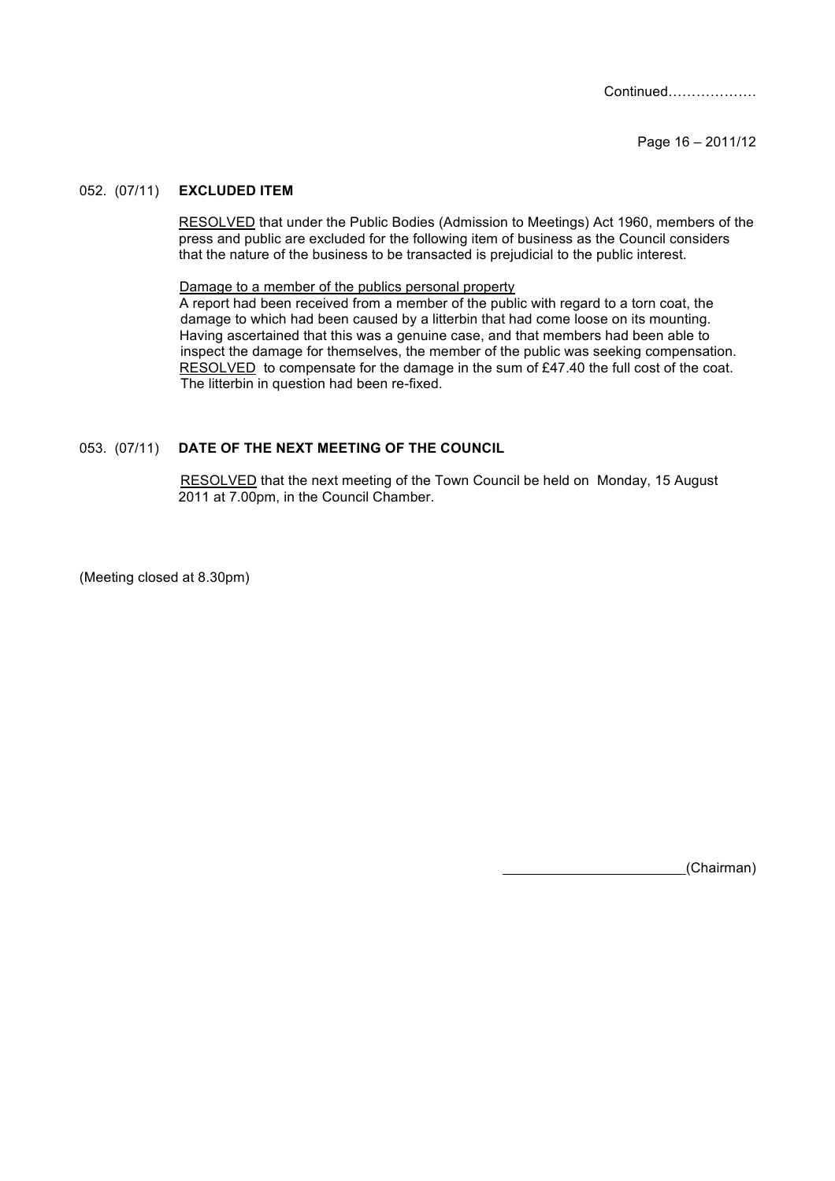Continued……………….

Page 16 – 2011/12

## 052. (07/11) **EXCLUDED ITEM**

RESOLVED that under the Public Bodies (Admission to Meetings) Act 1960, members of the press and public are excluded for the following item of business as the Council considers that the nature of the business to be transacted is prejudicial to the public interest.

Damage to a member of the publics personal property

A report had been received from a member of the public with regard to a torn coat, the damage to which had been caused by a litterbin that had come loose on its mounting. Having ascertained that this was a genuine case, and that members had been able to inspect the damage for themselves, the member of the public was seeking compensation. RESOLVED to compensate for the damage in the sum of £47.40 the full cost of the coat. The litterbin in question had been re-fixed.

## 053. (07/11) **DATE OF THE NEXT MEETING OF THE COUNCIL**

RESOLVED that the next meeting of the Town Council be held on Monday, 15 August 2011 at 7.00pm, in the Council Chamber.

(Meeting closed at 8.30pm)

_______________________(Chairman)